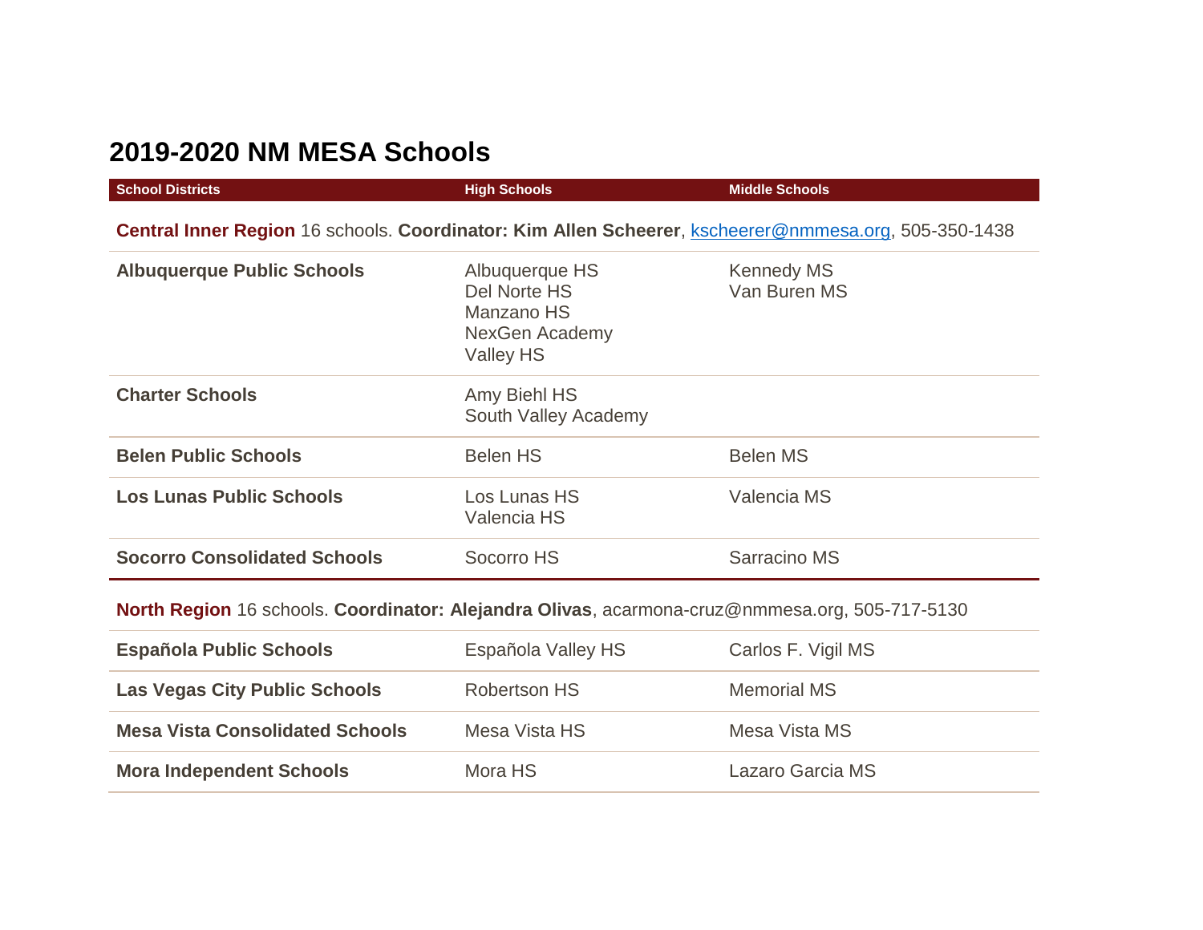# 2019-2020 NM MESA Schools

| School Districts | High Schools | Middle Schools |
|---|---|---|
| **Central Inner Region** 16 schools. **Coordinator: Kim Allen Scheerer**, kscheerer@nmmesa.org, 505-350-1438 | | |
| **Albuquerque Public Schools** | Albuquerque HS<br>Del Norte HS<br>Manzano HS<br>NexGen Academy<br>Valley HS | Kennedy MS<br>Van Buren MS |
| **Charter Schools** | Amy Biehl HS<br>South Valley Academy | |
| **Belen Public Schools** | Belen HS | Belen MS |
| **Los Lunas Public Schools** | Los Lunas HS<br>Valencia HS | Valencia MS |
| **Socorro Consolidated Schools** | Socorro HS | Sarracino MS |
| **North Region** 16 schools. **Coordinator: Alejandra Olivas**, acarmona-cruz@nmmesa.org, 505-717-5130 | | |
| **Española Public Schools** | Española Valley HS | Carlos F. Vigil MS |
| **Las Vegas City Public Schools** | Robertson HS | Memorial MS |
| **Mesa Vista Consolidated Schools** | Mesa Vista HS | Mesa Vista MS |
| **Mora Independent Schools** | Mora HS | Lazaro Garcia MS |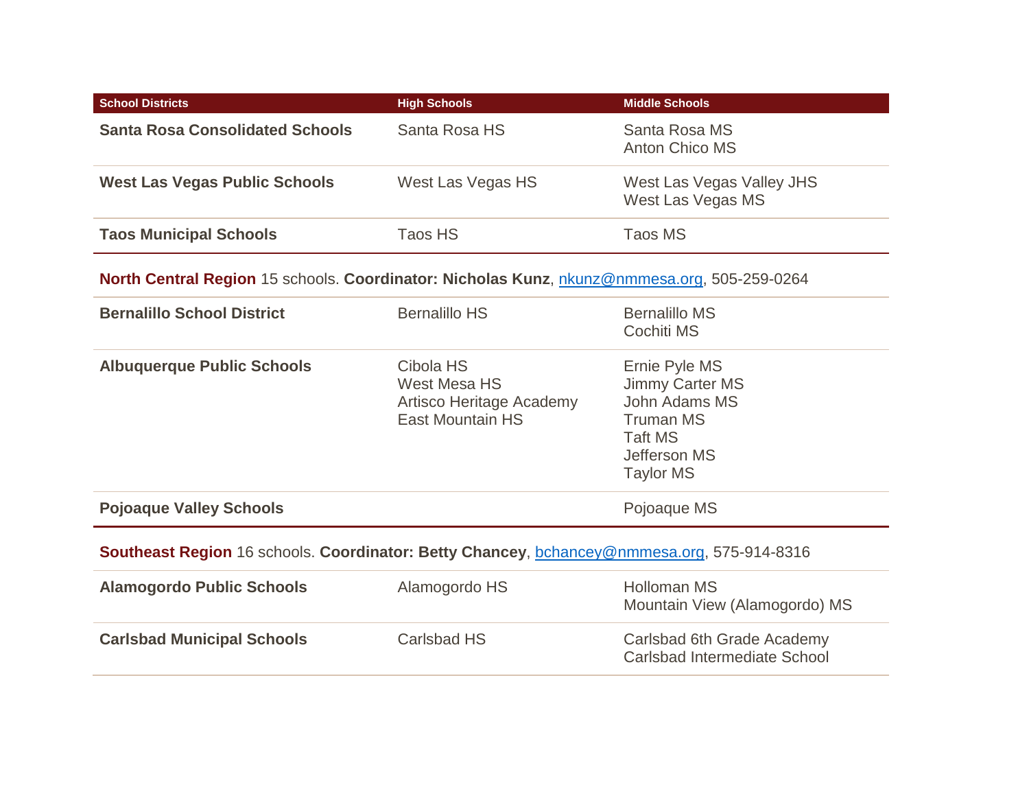| School Districts | High Schools | Middle Schools |
|---|---|---|
| **Santa Rosa Consolidated Schools** | Santa Rosa HS | Santa Rosa MS<br>Anton Chico MS |
| **West Las Vegas Public Schools** | West Las Vegas HS | West Las Vegas Valley JHS<br>West Las Vegas MS |
| **Taos Municipal Schools** | Taos HS | Taos MS |

**North Central Region** 15 schools. **Coordinator: Nicholas Kunz**, nkunz@nmmesa.org, 505-259-0264

| School Districts | High Schools | Middle Schools |
|---|---|---|
| **Bernalillo School District** | Bernalillo HS | Bernalillo MS<br>Cochiti MS |
| **Albuquerque Public Schools** | Cibola HS<br>West Mesa HS<br>Artisco Heritage Academy<br>East Mountain HS | Ernie Pyle MS<br>Jimmy Carter MS<br>John Adams MS<br>Truman MS<br>Taft MS<br>Jefferson MS<br>Taylor MS |
| **Pojoaque Valley Schools** | | Pojoaque MS |

**Southeast Region** 16 schools. **Coordinator: Betty Chancey**, bchancey@nmmesa.org, 575-914-8316

| School Districts | High Schools | Middle Schools |
|---|---|---|
| **Alamogordo Public Schools** | Alamogordo HS | Holloman MS<br>Mountain View (Alamogordo) MS |
| **Carlsbad Municipal Schools** | Carlsbad HS | Carlsbad 6th Grade Academy<br>Carlsbad Intermediate School |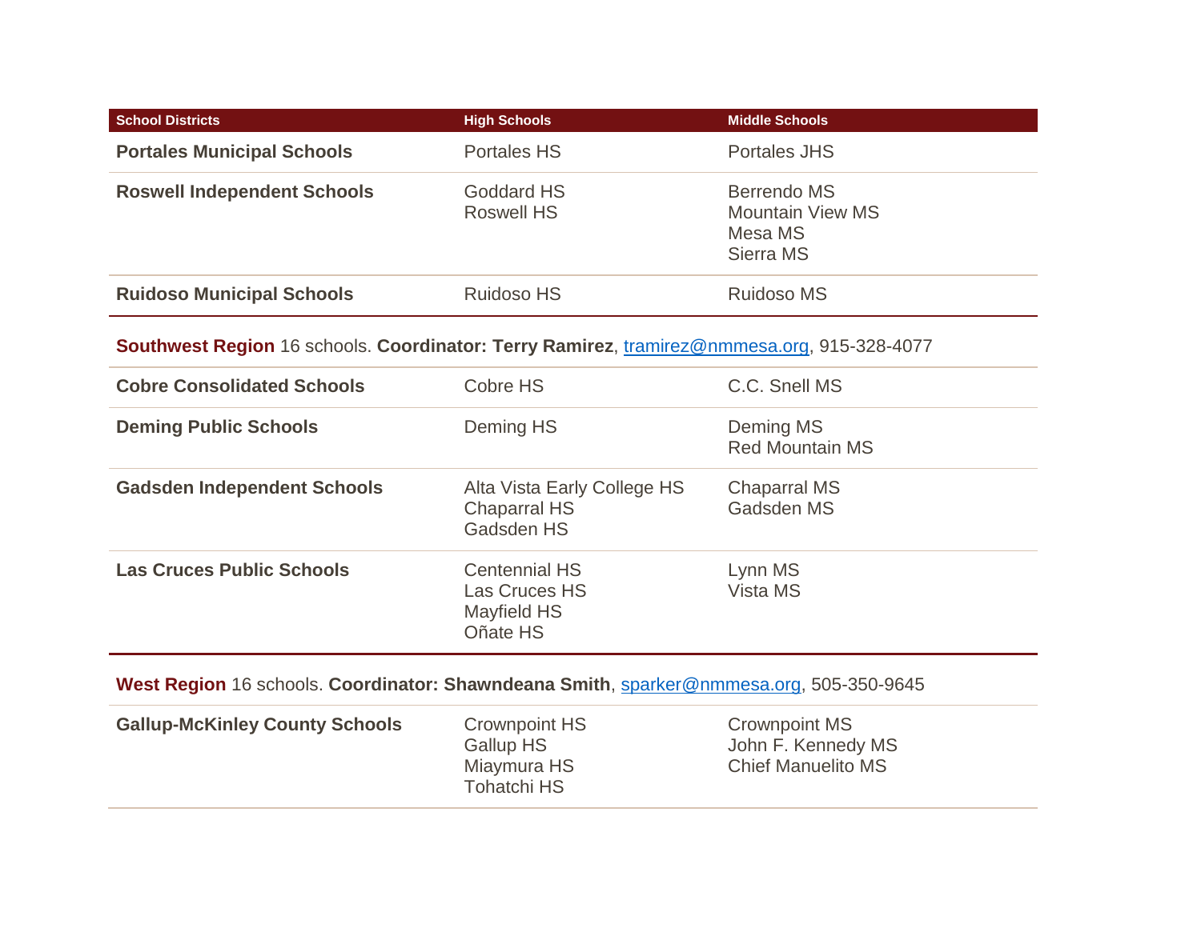| School Districts | High Schools | Middle Schools |
|---|---|---|
| **Portales Municipal Schools** | Portales HS | Portales JHS |
| **Roswell Independent Schools** | Goddard HS<br>Roswell HS | Berrendo MS<br>Mountain View MS<br>Mesa MS<br>Sierra MS |
| **Ruidoso Municipal Schools** | Ruidoso HS | Ruidoso MS |

**Southwest Region** 16 schools. **Coordinator: Terry Ramirez**, tramirez@nmmesa.org, 915-328-4077

| School Districts | High Schools | Middle Schools |
|---|---|---|
| **Cobre Consolidated Schools** | Cobre HS | C.C. Snell MS |
| **Deming Public Schools** | Deming HS | Deming MS<br>Red Mountain MS |
| **Gadsden Independent Schools** | Alta Vista Early College HS<br>Chaparral HS<br>Gadsden HS | Chaparral MS<br>Gadsden MS |
| **Las Cruces Public Schools** | Centennial HS<br>Las Cruces HS<br>Mayfield HS<br>Oñate HS | Lynn MS<br>Vista MS |

**West Region** 16 schools. **Coordinator: Shawndeana Smith**, sparker@nmmesa.org, 505-350-9645

| School Districts | High Schools | Middle Schools |
|---|---|---|
| **Gallup-McKinley County Schools** | Crownpoint HS<br>Gallup HS<br>Miaymura HS<br>Tohatchi HS | Crownpoint MS<br>John F. Kennedy MS<br>Chief Manuelito MS |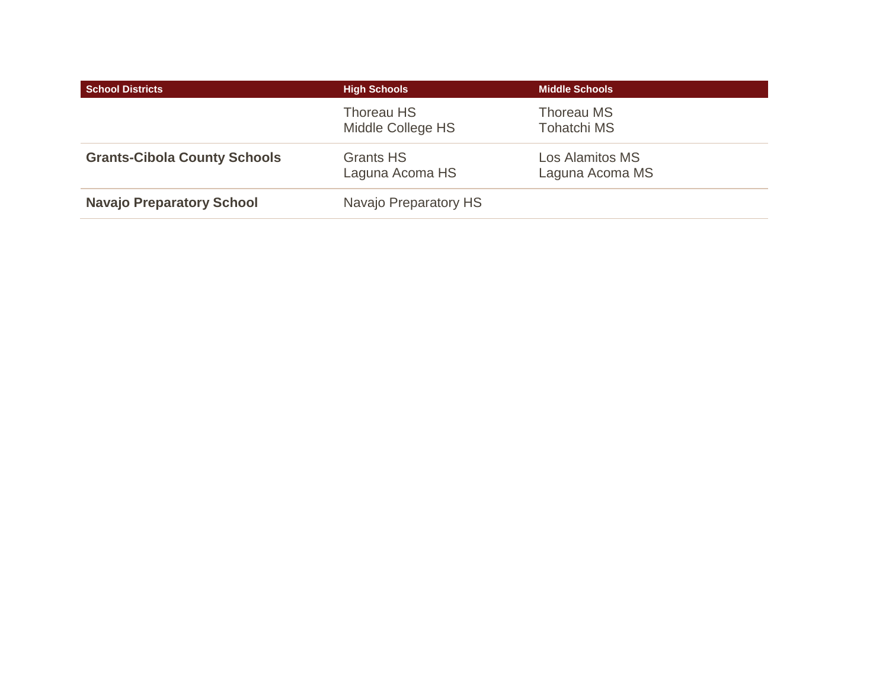| School Districts | High Schools | Middle Schools |
|---|---|---|
| | Thoreau HS<br>Middle College HS | Thoreau MS<br>Tohatchi MS |
| **Grants-Cibola County Schools** | Grants HS<br>Laguna Acoma HS | Los Alamitos MS<br>Laguna Acoma MS |
| **Navajo Preparatory School** | Navajo Preparatory HS | |